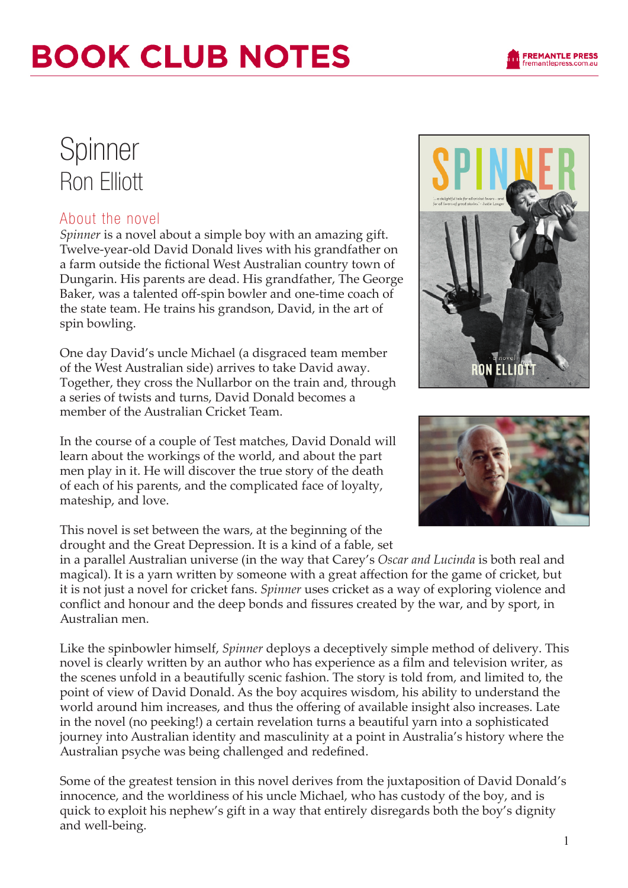# BOOK CLUB NOTES

# Spinner

## Ron Elliott

### About the novel

*Spinner* is a novel about a simple boy with an amazing gift. Twelve-year-old David Donald lives with his grandfather on a farm outside the fictional West Australian country town of Dungarin. His parents are dead. His grandfather, The George Baker, was a talented off-spin bowler and one-time coach of the state team. He trains his grandson, David, in the art of spin bowling.

One day David's uncle Michael (a disgraced team member of the West Australian side) arrives to take David away. Together, they cross the Nullarbor on the train and, through a series of twists and turns, David Donald becomes a member of the Australian Cricket Team.

In the course of a couple of Test matches, David Donald will learn about the workings of the world, and about the part men play in it. He will discover the true story of the death of each of his parents, and the complicated face of loyalty, mateship, and love.

This novel is set between the wars, at the beginning of the drought and the Great Depression. It is a kind of a fable, set in a parallel Australian universe (in the way that Carey's *Oscar and Lucinda* is both real and magical). It is a yarn written by someone with a great affection for the game of cricket, but it is not just a novel for cricket fans. *Spinner* uses cricket as a way of exploring violence and conflict and honour and the deep bonds and fissures created by the war, and by sport, in Australian men.

Like the spinbowler himself, *Spinner* deploys a deceptively simple method of delivery. This novel is clearly written by an author who has experience as a film and television writer, as the scenes unfold in a beautifully scenic fashion. The story is told from, and limited to, the point of view of David Donald. As the boy acquires wisdom, his ability to understand the world around him increases, and thus the offering of available insight also increases. Late in the novel (no peeking!) a certain revelation turns a beautiful yarn into a sophisticated journey into Australian identity and masculinity at a point in Australia's history where the Australian psyche was being challenged and redefined.

Some of the greatest tension in this novel derives from the juxtaposition of David Donald's innocence, and the worldiness of his uncle Michael, who has custody of the boy, and is quick to exploit his nephew's gift in a way that entirely disregards both the boy's dignity and well-being.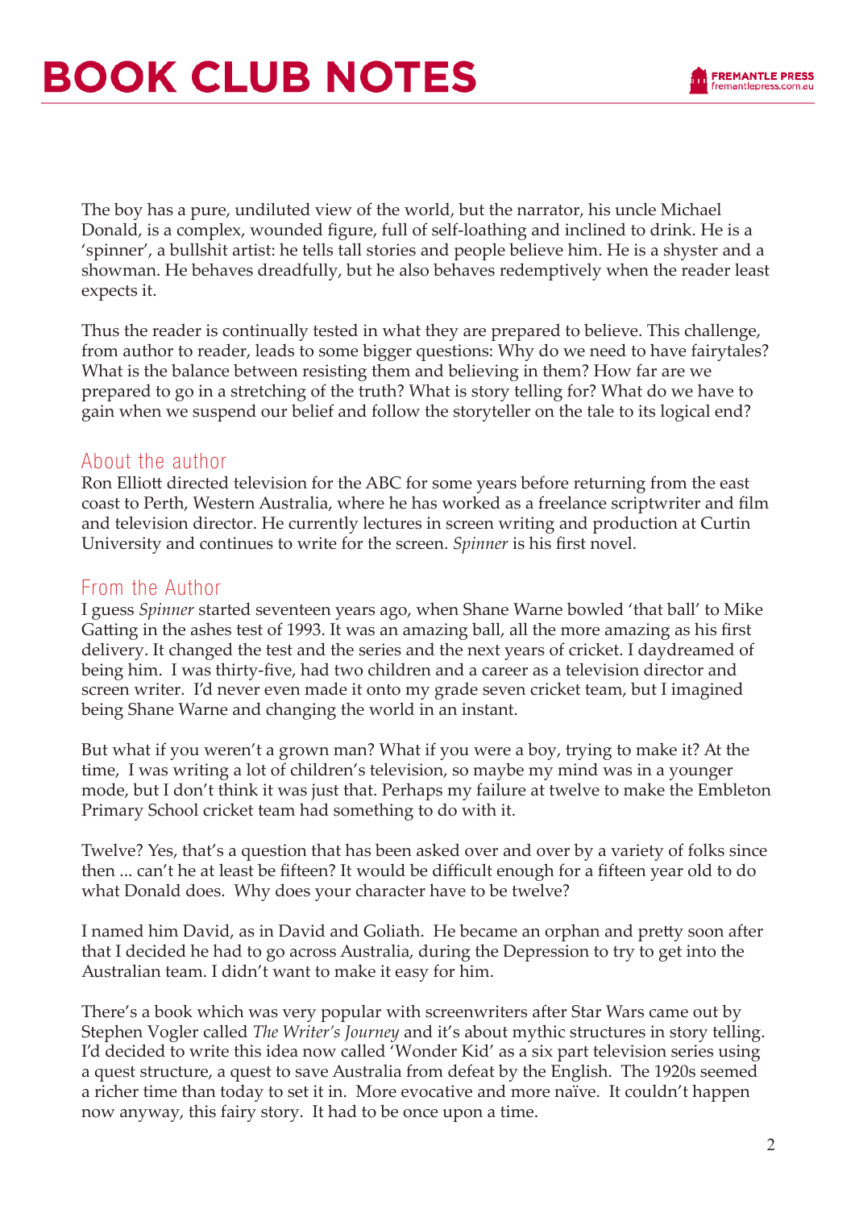The boy has a pure, undiluted view of the world, but the narrator, his uncle Michael Donald, is a complex, wounded figure, full of self-loathing and inclined to drink. He is a 'spinner', a bullshit artist: he tells tall stories and people believe him. He is a shyster and a showman. He behaves dreadfully, but he also behaves redemptively when the reader least expects it.

Thus the reader is continually tested in what they are prepared to believe. This challenge, from author to reader, leads to some bigger questions: Why do we need to have fairytales? What is the balance between resisting them and believing in them? How far are we prepared to go in a stretching of the truth? What is story telling for? What do we have to gain when we suspend our belief and follow the storyteller on the tale to its logical end?

## About the author

Ron Elliott directed television for the ABC for some years before returning from the east coast to Perth, Western Australia, where he has worked as a freelance scriptwriter and film and television director. He currently lectures in screen writing and production at Curtin University and continues to write for the screen. *Spinner* is his first novel.

## From the Author

I guess *Spinner* started seventeen years ago, when Shane Warne bowled 'that ball' to Mike Gatting in the ashes test of 1993. It was an amazing ball, all the more amazing as his first delivery. It changed the test and the series and the next years of cricket. I daydreamed of being him. I was thirty-five, had two children and a career as a television director and screen writer. I'd never even made it onto my grade seven cricket team, but I imagined being Shane Warne and changing the world in an instant.

But what if you weren't a grown man? What if you were a boy, trying to make it? At the time, I was writing a lot of children's television, so maybe my mind was in a younger mode, but I don't think it was just that. Perhaps my failure at twelve to make the Embleton Primary School cricket team had something to do with it.

Twelve? Yes, that's a question that has been asked over and over by a variety of folks since then ... can't he at least be fifteen? It would be difficult enough for a fifteen year old to do what Donald does. Why does your character have to be twelve?

I named him David, as in David and Goliath. He became an orphan and pretty soon after that I decided he had to go across Australia, during the Depression to try to get into the Australian team. I didn't want to make it easy for him.

There's a book which was very popular with screenwriters after Star Wars came out by Stephen Vogler called *The Writer's Journey* and it's about mythic structures in story telling. I'd decided to write this idea now called 'Wonder Kid' as a six part television series using a quest structure, a quest to save Australia from defeat by the English. The 1920s seemed a richer time than today to set it in. More evocative and more naïve. It couldn't happen now anyway, this fairy story. It had to be once upon a time.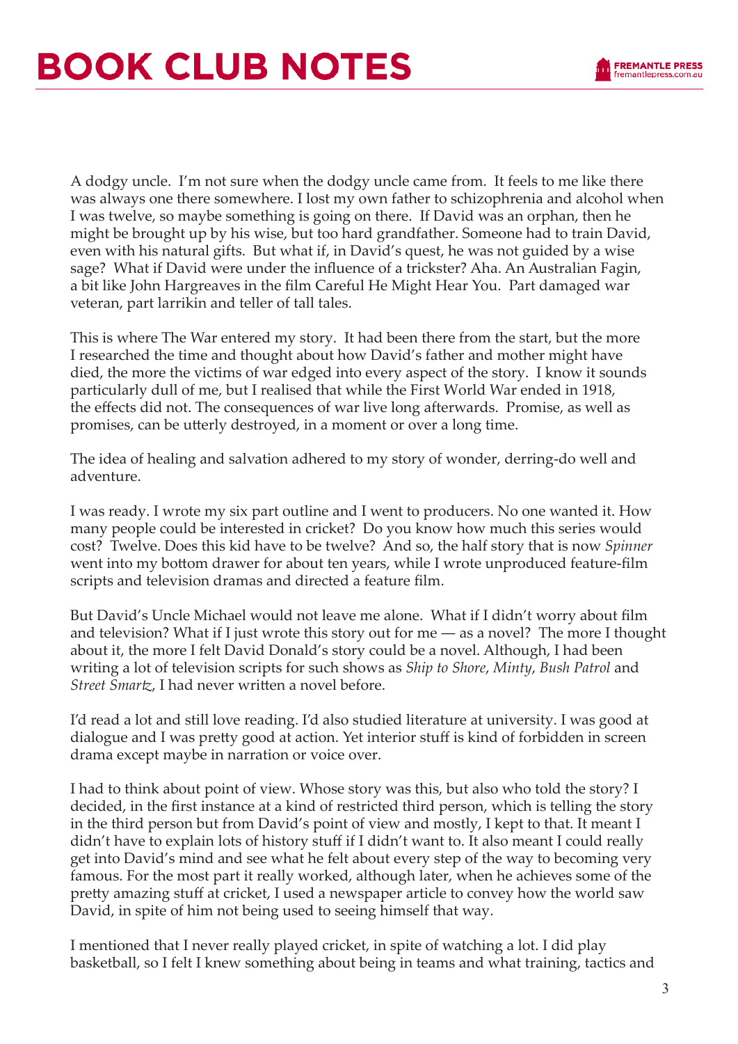A dodgy uncle. I'm not sure when the dodgy uncle came from. It feels to me like there was always one there somewhere. I lost my own father to schizophrenia and alcohol when I was twelve, so maybe something is going on there. If David was an orphan, then he might be brought up by his wise, but too hard grandfather. Someone had to train David, even with his natural gifts. But what if, in David's quest, he was not guided by a wise sage? What if David were under the influence of a trickster? Aha. An Australian Fagin, a bit like John Hargreaves in the film Careful He Might Hear You. Part damaged war veteran, part larrikin and teller of tall tales.

This is where The War entered my story. It had been there from the start, but the more I researched the time and thought about how David's father and mother might have died, the more the victims of war edged into every aspect of the story. I know it sounds particularly dull of me, but I realised that while the First World War ended in 1918, the effects did not. The consequences of war live long afterwards. Promise, as well as promises, can be utterly destroyed, in a moment or over a long time.

The idea of healing and salvation adhered to my story of wonder, derring-do well and adventure.

I was ready. I wrote my six part outline and I went to producers. No one wanted it. How many people could be interested in cricket? Do you know how much this series would cost? Twelve. Does this kid have to be twelve? And so, the half story that is now *Spinner* went into my bottom drawer for about ten years, while I wrote unproduced feature-film scripts and television dramas and directed a feature film.

But David's Uncle Michael would not leave me alone. What if I didn't worry about film and television? What if I just wrote this story out for me — as a novel? The more I thought about it, the more I felt David Donald's story could be a novel. Although, I had been writing a lot of television scripts for such shows as *Ship to Shore*, *Minty*, *Bush Patrol* and *Street Smartz*, I had never written a novel before.

I'd read a lot and still love reading. I'd also studied literature at university. I was good at dialogue and I was pretty good at action. Yet interior stuff is kind of forbidden in screen drama except maybe in narration or voice over.

I had to think about point of view. Whose story was this, but also who told the story? I decided, in the first instance at a kind of restricted third person, which is telling the story in the third person but from David's point of view and mostly, I kept to that. It meant I didn't have to explain lots of history stuff if I didn't want to. It also meant I could really get into David's mind and see what he felt about every step of the way to becoming very famous. For the most part it really worked, although later, when he achieves some of the pretty amazing stuff at cricket, I used a newspaper article to convey how the world saw David, in spite of him not being used to seeing himself that way.

I mentioned that I never really played cricket, in spite of watching a lot. I did play basketball, so I felt I knew something about being in teams and what training, tactics and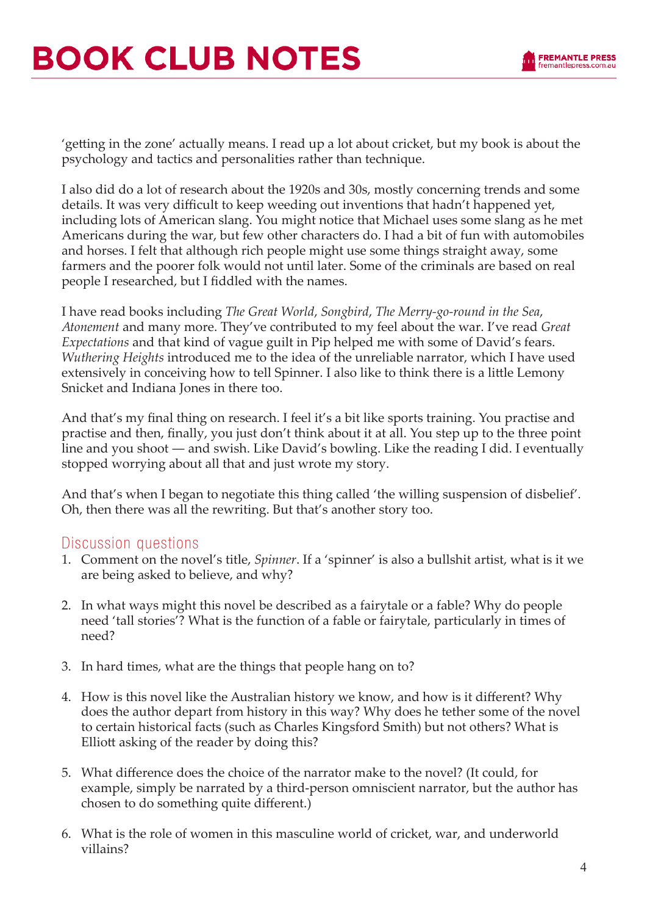'getting in the zone' actually means. I read up a lot about cricket, but my book is about the psychology and tactics and personalities rather than technique.

I also did do a lot of research about the 1920s and 30s, mostly concerning trends and some details. It was very difficult to keep weeding out inventions that hadn't happened yet, including lots of American slang. You might notice that Michael uses some slang as he met Americans during the war, but few other characters do. I had a bit of fun with automobiles and horses. I felt that although rich people might use some things straight away, some farmers and the poorer folk would not until later. Some of the criminals are based on real people I researched, but I fiddled with the names.

I have read books including *The Great World*, *Songbird*, *The Merry-go-round in the Sea*, *Atonement* and many more. They've contributed to my feel about the war. I've read *Great Expectations* and that kind of vague guilt in Pip helped me with some of David's fears. *Wuthering Heights* introduced me to the idea of the unreliable narrator, which I have used extensively in conceiving how to tell Spinner. I also like to think there is a little Lemony Snicket and Indiana Jones in there too.

And that's my final thing on research. I feel it's a bit like sports training. You practise and practise and then, finally, you just don't think about it at all. You step up to the three point line and you shoot — and swish. Like David's bowling. Like the reading I did. I eventually stopped worrying about all that and just wrote my story.

And that's when I began to negotiate this thing called 'the willing suspension of disbelief'. Oh, then there was all the rewriting. But that's another story too.

## Discussion questions

1. Comment on the novel's title, *Spinner*. If a 'spinner' is also a bullshit artist, what is it we are being asked to believe, and why?

2. In what ways might this novel be described as a fairytale or a fable? Why do people need 'tall stories'? What is the function of a fable or fairytale, particularly in times of need?

3. In hard times, what are the things that people hang on to?

4. How is this novel like the Australian history we know, and how is it different? Why does the author depart from history in this way? Why does he tether some of the novel to certain historical facts (such as Charles Kingsford Smith) but not others? What is Elliott asking of the reader by doing this?

5. What difference does the choice of the narrator make to the novel? (It could, for example, simply be narrated by a third-person omniscient narrator, but the author has chosen to do something quite different.)

6. What is the role of women in this masculine world of cricket, war, and underworld villains?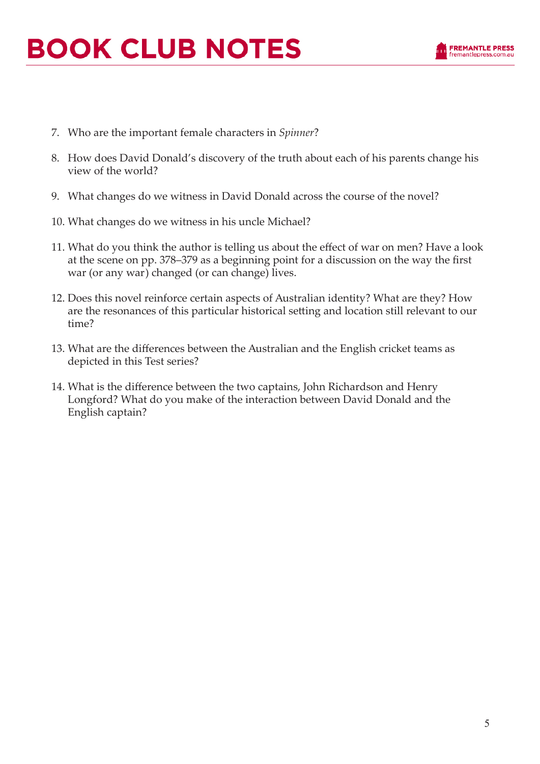7. Who are the important female characters in *Spinner*?

8. How does David Donald's discovery of the truth about each of his parents change his view of the world?

9. What changes do we witness in David Donald across the course of the novel?

10. What changes do we witness in his uncle Michael?

11. What do you think the author is telling us about the effect of war on men? Have a look at the scene on pp. 378–379 as a beginning point for a discussion on the way the first war (or any war) changed (or can change) lives.

12. Does this novel reinforce certain aspects of Australian identity? What are they? How are the resonances of this particular historical setting and location still relevant to our time?

13. What are the differences between the Australian and the English cricket teams as depicted in this Test series?

14. What is the difference between the two captains, John Richardson and Henry Longford? What do you make of the interaction between David Donald and the English captain?